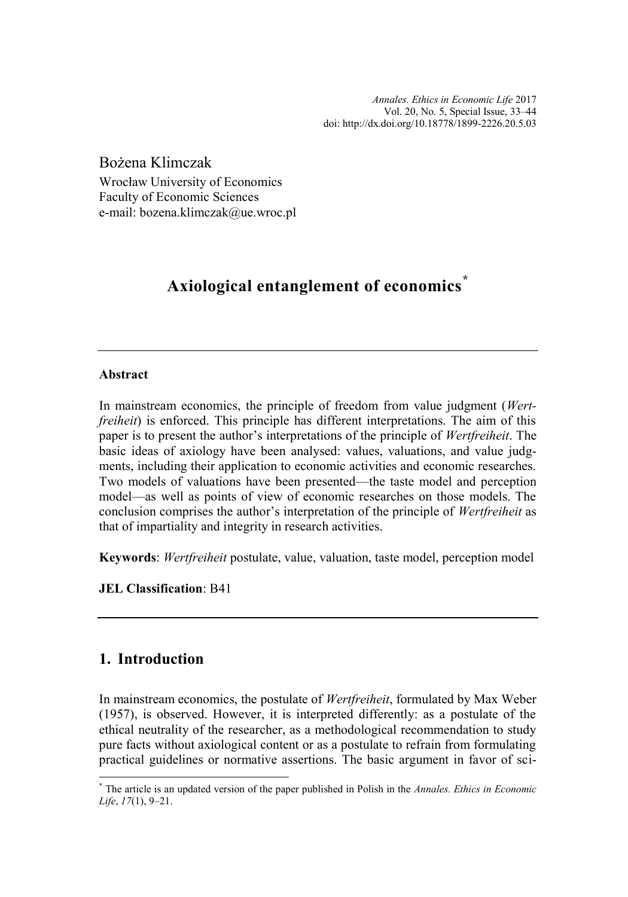Bożena Klimczak

Wrocław University of Economics
Faculty of Economic Sciences
e-mail: bozena.klimczak@ue.wroc.pl

# Axiological entanglement of economics[*]

---

**Abstract**

In mainstream economics, the principle of freedom from value judgment (*Wertfreiheit*) is enforced. This principle has different interpretations. The aim of this paper is to present the author's interpretations of the principle of *Wertfreiheit*. The basic ideas of axiology have been analysed: values, valuations, and value judgments, including their application to economic activities and economic researches. Two models of valuations have been presented—the taste model and perception model—as well as points of view of economic researches on those models. The conclusion comprises the author's interpretation of the principle of *Wertfreiheit* as that of impartiality and integrity in research activities.

**Keywords**: *Wertfreiheit* postulate, value, valuation, taste model, perception model

**JEL Classification**: B41

---

## 1. Introduction

In mainstream economics, the postulate of *Wertfreiheit*, formulated by Max Weber (1957), is observed. However, it is interpreted differently: as a postulate of the ethical neutrality of the researcher, as a methodological recommendation to study pure facts without axiological content or as a postulate to refrain from formulating practical guidelines or normative assertions. The basic argument in favor of sci-

[*] The article is an updated version of the paper published in Polish in the *Annales. Ethics in Economic Life*, *17*(1), 9–21.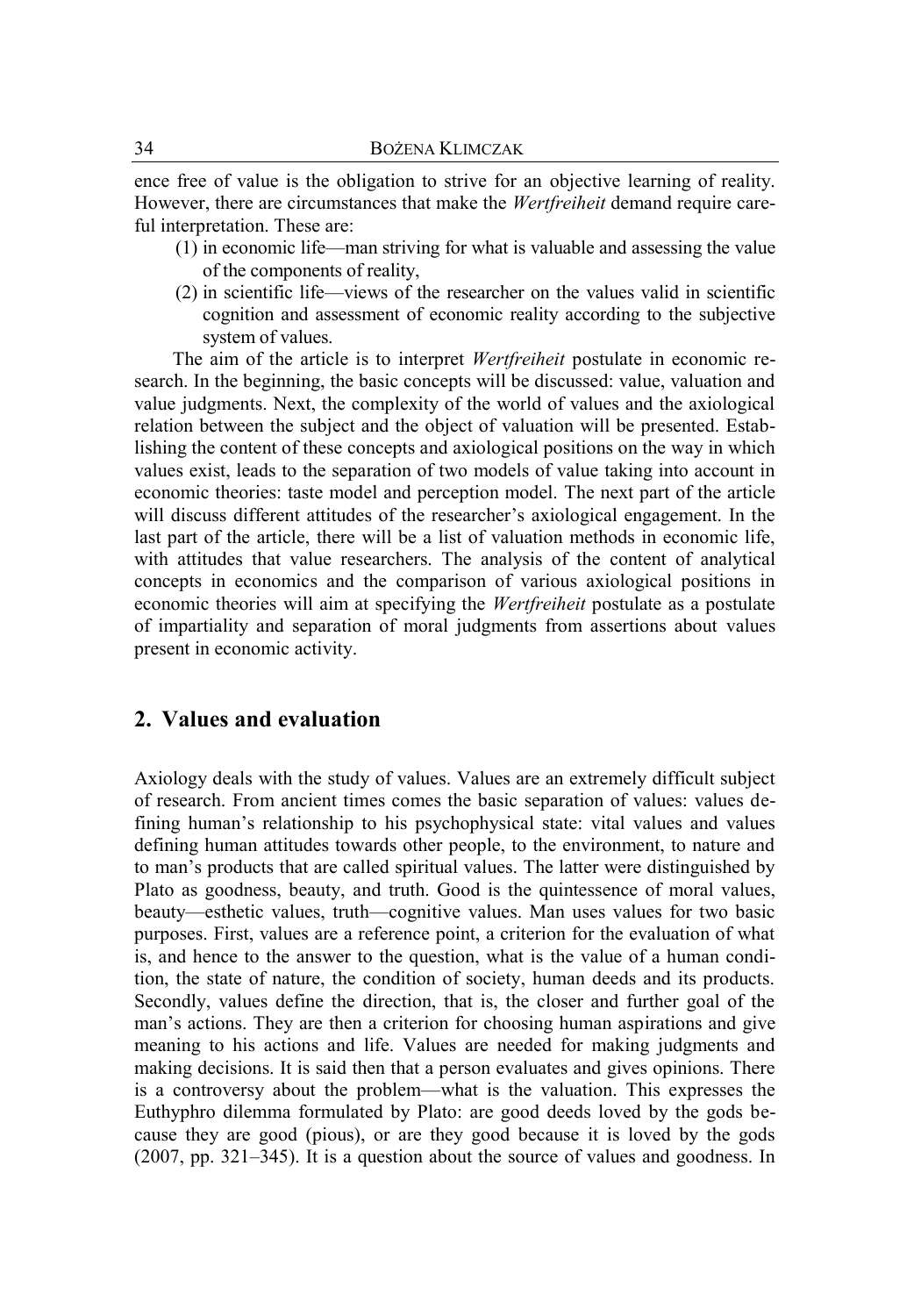ence free of value is the obligation to strive for an objective learning of reality. However, there are circumstances that make the *Wertfreiheit* demand require careful interpretation. These are:

(1) in economic life—man striving for what is valuable and assessing the value of the components of reality,

(2) in scientific life—views of the researcher on the values valid in scientific cognition and assessment of economic reality according to the subjective system of values.

The aim of the article is to interpret *Wertfreiheit* postulate in economic research. In the beginning, the basic concepts will be discussed: value, valuation and value judgments. Next, the complexity of the world of values and the axiological relation between the subject and the object of valuation will be presented. Establishing the content of these concepts and axiological positions on the way in which values exist, leads to the separation of two models of value taking into account in economic theories: taste model and perception model. The next part of the article will discuss different attitudes of the researcher's axiological engagement. In the last part of the article, there will be a list of valuation methods in economic life, with attitudes that value researchers. The analysis of the content of analytical concepts in economics and the comparison of various axiological positions in economic theories will aim at specifying the *Wertfreiheit* postulate as a postulate of impartiality and separation of moral judgments from assertions about values present in economic activity.

## 2. Values and evaluation

Axiology deals with the study of values. Values are an extremely difficult subject of research. From ancient times comes the basic separation of values: values defining human's relationship to his psychophysical state: vital values and values defining human attitudes towards other people, to the environment, to nature and to man's products that are called spiritual values. The latter were distinguished by Plato as goodness, beauty, and truth. Good is the quintessence of moral values, beauty—esthetic values, truth—cognitive values. Man uses values for two basic purposes. First, values are a reference point, a criterion for the evaluation of what is, and hence to the answer to the question, what is the value of a human condition, the state of nature, the condition of society, human deeds and its products. Secondly, values define the direction, that is, the closer and further goal of the man's actions. They are then a criterion for choosing human aspirations and give meaning to his actions and life. Values are needed for making judgments and making decisions. It is said then that a person evaluates and gives opinions. There is a controversy about the problem—what is the valuation. This expresses the Euthyphro dilemma formulated by Plato: are good deeds loved by the gods because they are good (pious), or are they good because it is loved by the gods (2007, pp. 321–345). It is a question about the source of values and goodness. In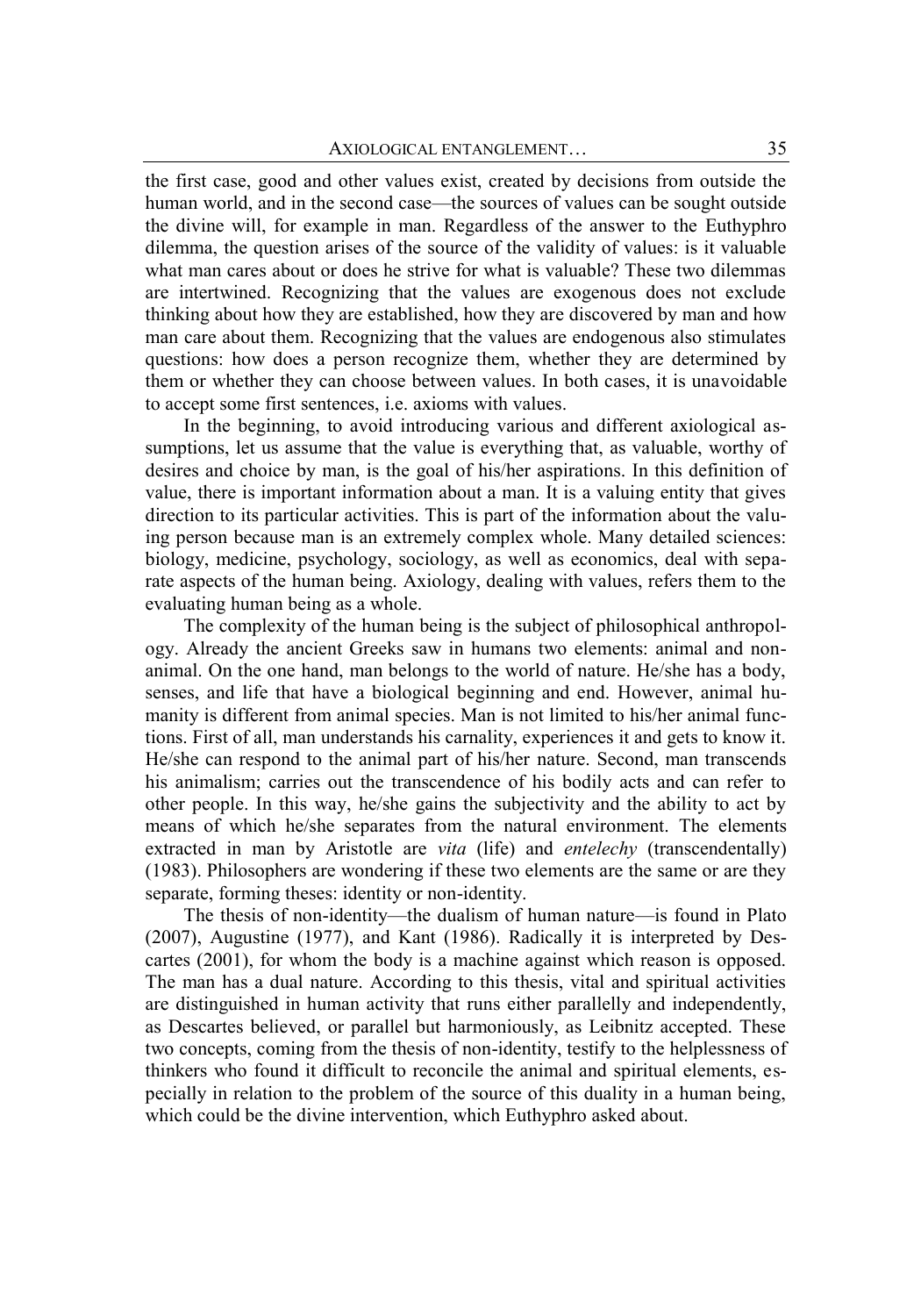the first case, good and other values exist, created by decisions from outside the human world, and in the second case—the sources of values can be sought outside the divine will, for example in man. Regardless of the answer to the Euthyphro dilemma, the question arises of the source of the validity of values: is it valuable what man cares about or does he strive for what is valuable? These two dilemmas are intertwined. Recognizing that the values are exogenous does not exclude thinking about how they are established, how they are discovered by man and how man care about them. Recognizing that the values are endogenous also stimulates questions: how does a person recognize them, whether they are determined by them or whether they can choose between values. In both cases, it is unavoidable to accept some first sentences, i.e. axioms with values.

In the beginning, to avoid introducing various and different axiological assumptions, let us assume that the value is everything that, as valuable, worthy of desires and choice by man, is the goal of his/her aspirations. In this definition of value, there is important information about a man. It is a valuing entity that gives direction to its particular activities. This is part of the information about the valuing person because man is an extremely complex whole. Many detailed sciences: biology, medicine, psychology, sociology, as well as economics, deal with separate aspects of the human being. Axiology, dealing with values, refers them to the evaluating human being as a whole.

The complexity of the human being is the subject of philosophical anthropology. Already the ancient Greeks saw in humans two elements: animal and non-animal. On the one hand, man belongs to the world of nature. He/she has a body, senses, and life that have a biological beginning and end. However, animal humanity is different from animal species. Man is not limited to his/her animal functions. First of all, man understands his carnality, experiences it and gets to know it. He/she can respond to the animal part of his/her nature. Second, man transcends his animalism; carries out the transcendence of his bodily acts and can refer to other people. In this way, he/she gains the subjectivity and the ability to act by means of which he/she separates from the natural environment. The elements extracted in man by Aristotle are *vita* (life) and *entelechy* (transcendentally) (1983). Philosophers are wondering if these two elements are the same or are they separate, forming theses: identity or non-identity.

The thesis of non-identity—the dualism of human nature—is found in Plato (2007), Augustine (1977), and Kant (1986). Radically it is interpreted by Descartes (2001), for whom the body is a machine against which reason is opposed. The man has a dual nature. According to this thesis, vital and spiritual activities are distinguished in human activity that runs either parallelly and independently, as Descartes believed, or parallel but harmoniously, as Leibnitz accepted. These two concepts, coming from the thesis of non-identity, testify to the helplessness of thinkers who found it difficult to reconcile the animal and spiritual elements, especially in relation to the problem of the source of this duality in a human being, which could be the divine intervention, which Euthyphro asked about.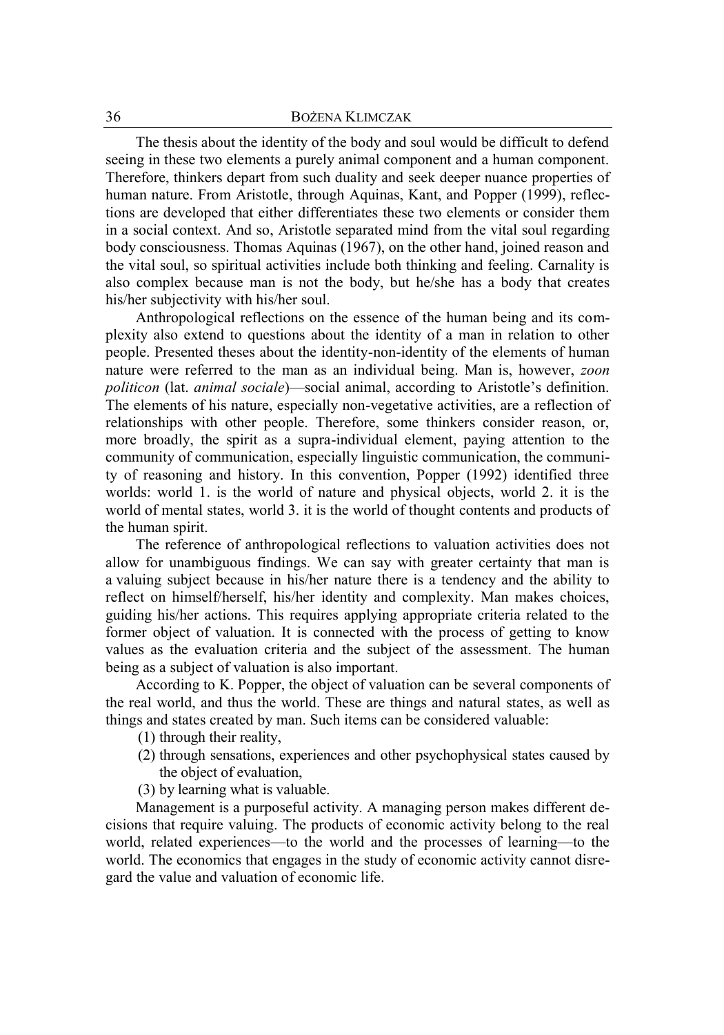The thesis about the identity of the body and soul would be difficult to defend seeing in these two elements a purely animal component and a human component. Therefore, thinkers depart from such duality and seek deeper nuance properties of human nature. From Aristotle, through Aquinas, Kant, and Popper (1999), reflections are developed that either differentiates these two elements or consider them in a social context. And so, Aristotle separated mind from the vital soul regarding body consciousness. Thomas Aquinas (1967), on the other hand, joined reason and the vital soul, so spiritual activities include both thinking and feeling. Carnality is also complex because man is not the body, but he/she has a body that creates his/her subjectivity with his/her soul.

Anthropological reflections on the essence of the human being and its complexity also extend to questions about the identity of a man in relation to other people. Presented theses about the identity-non-identity of the elements of human nature were referred to the man as an individual being. Man is, however, *zoon politicon* (lat. *animal sociale*)—social animal, according to Aristotle's definition. The elements of his nature, especially non-vegetative activities, are a reflection of relationships with other people. Therefore, some thinkers consider reason, or, more broadly, the spirit as a supra-individual element, paying attention to the community of communication, especially linguistic communication, the community of reasoning and history. In this convention, Popper (1992) identified three worlds: world 1. is the world of nature and physical objects, world 2. it is the world of mental states, world 3. it is the world of thought contents and products of the human spirit.

The reference of anthropological reflections to valuation activities does not allow for unambiguous findings. We can say with greater certainty that man is a valuing subject because in his/her nature there is a tendency and the ability to reflect on himself/herself, his/her identity and complexity. Man makes choices, guiding his/her actions. This requires applying appropriate criteria related to the former object of valuation. It is connected with the process of getting to know values as the evaluation criteria and the subject of the assessment. The human being as a subject of valuation is also important.

According to K. Popper, the object of valuation can be several components of the real world, and thus the world. These are things and natural states, as well as things and states created by man. Such items can be considered valuable:

(1) through their reality,
(2) through sensations, experiences and other psychophysical states caused by the object of evaluation,
(3) by learning what is valuable.

Management is a purposeful activity. A managing person makes different decisions that require valuing. The products of economic activity belong to the real world, related experiences—to the world and the processes of learning—to the world. The economics that engages in the study of economic activity cannot disregard the value and valuation of economic life.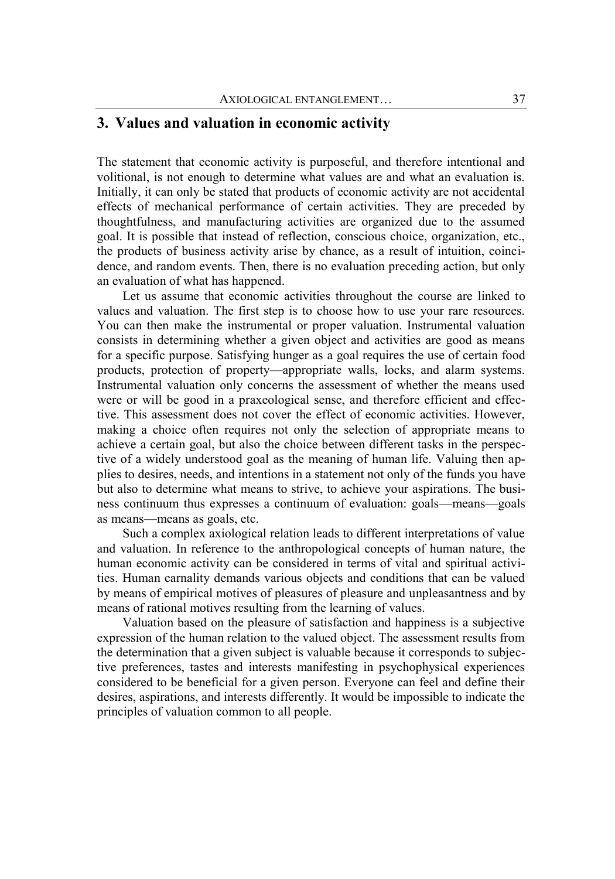## 3. Values and valuation in economic activity

The statement that economic activity is purposeful, and therefore intentional and volitional, is not enough to determine what values are and what an evaluation is. Initially, it can only be stated that products of economic activity are not accidental effects of mechanical performance of certain activities. They are preceded by thoughtfulness, and manufacturing activities are organized due to the assumed goal. It is possible that instead of reflection, conscious choice, organization, etc., the products of business activity arise by chance, as a result of intuition, coincidence, and random events. Then, there is no evaluation preceding action, but only an evaluation of what has happened.

Let us assume that economic activities throughout the course are linked to values and valuation. The first step is to choose how to use your rare resources. You can then make the instrumental or proper valuation. Instrumental valuation consists in determining whether a given object and activities are good as means for a specific purpose. Satisfying hunger as a goal requires the use of certain food products, protection of property—appropriate walls, locks, and alarm systems. Instrumental valuation only concerns the assessment of whether the means used were or will be good in a praxeological sense, and therefore efficient and effective. This assessment does not cover the effect of economic activities. However, making a choice often requires not only the selection of appropriate means to achieve a certain goal, but also the choice between different tasks in the perspective of a widely understood goal as the meaning of human life. Valuing then applies to desires, needs, and intentions in a statement not only of the funds you have but also to determine what means to strive, to achieve your aspirations. The business continuum thus expresses a continuum of evaluation: goals—means—goals as means—means as goals, etc.

Such a complex axiological relation leads to different interpretations of value and valuation. In reference to the anthropological concepts of human nature, the human economic activity can be considered in terms of vital and spiritual activities. Human carnality demands various objects and conditions that can be valued by means of empirical motives of pleasures of pleasure and unpleasantness and by means of rational motives resulting from the learning of values.

Valuation based on the pleasure of satisfaction and happiness is a subjective expression of the human relation to the valued object. The assessment results from the determination that a given subject is valuable because it corresponds to subjective preferences, tastes and interests manifesting in psychophysical experiences considered to be beneficial for a given person. Everyone can feel and define their desires, aspirations, and interests differently. It would be impossible to indicate the principles of valuation common to all people.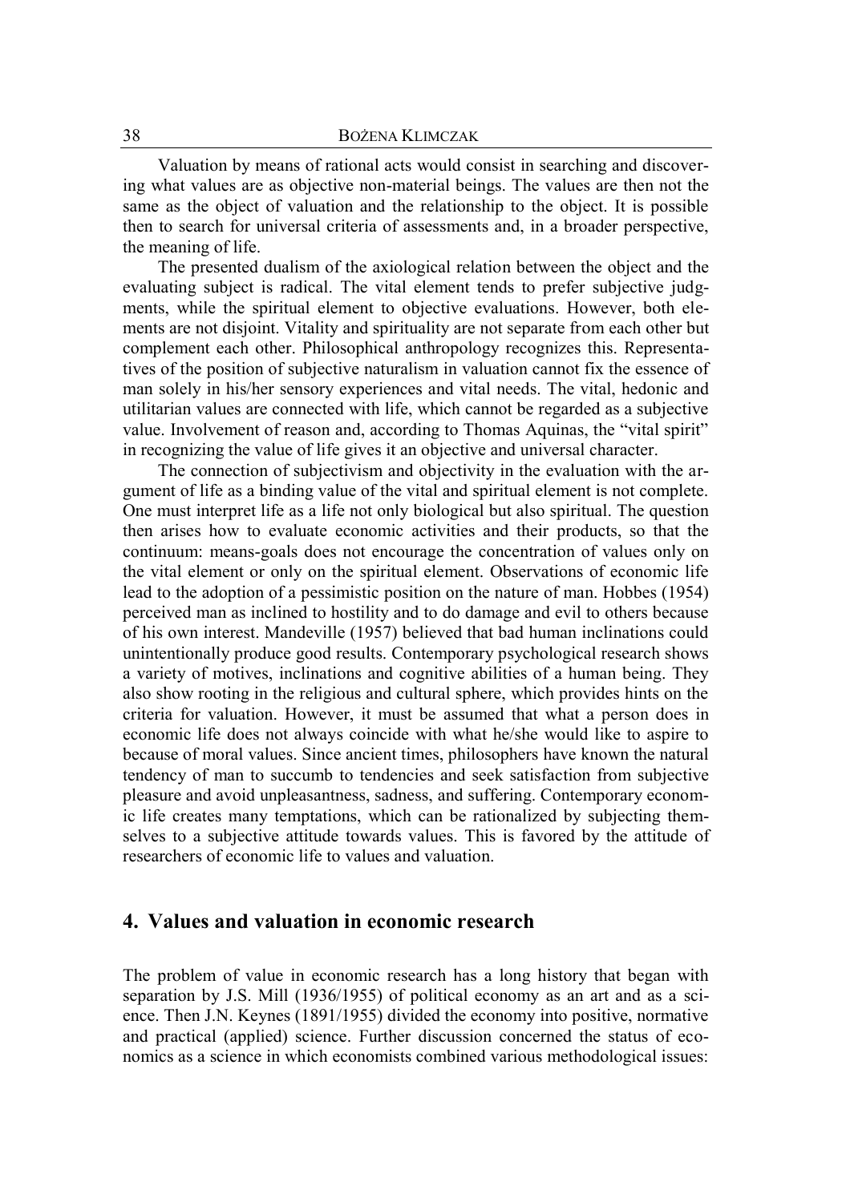Valuation by means of rational acts would consist in searching and discovering what values are as objective non-material beings. The values are then not the same as the object of valuation and the relationship to the object. It is possible then to search for universal criteria of assessments and, in a broader perspective, the meaning of life.

The presented dualism of the axiological relation between the object and the evaluating subject is radical. The vital element tends to prefer subjective judgments, while the spiritual element to objective evaluations. However, both elements are not disjoint. Vitality and spirituality are not separate from each other but complement each other. Philosophical anthropology recognizes this. Representatives of the position of subjective naturalism in valuation cannot fix the essence of man solely in his/her sensory experiences and vital needs. The vital, hedonic and utilitarian values are connected with life, which cannot be regarded as a subjective value. Involvement of reason and, according to Thomas Aquinas, the "vital spirit" in recognizing the value of life gives it an objective and universal character.

The connection of subjectivism and objectivity in the evaluation with the argument of life as a binding value of the vital and spiritual element is not complete. One must interpret life as a life not only biological but also spiritual. The question then arises how to evaluate economic activities and their products, so that the continuum: means-goals does not encourage the concentration of values only on the vital element or only on the spiritual element. Observations of economic life lead to the adoption of a pessimistic position on the nature of man. Hobbes (1954) perceived man as inclined to hostility and to do damage and evil to others because of his own interest. Mandeville (1957) believed that bad human inclinations could unintentionally produce good results. Contemporary psychological research shows a variety of motives, inclinations and cognitive abilities of a human being. They also show rooting in the religious and cultural sphere, which provides hints on the criteria for valuation. However, it must be assumed that what a person does in economic life does not always coincide with what he/she would like to aspire to because of moral values. Since ancient times, philosophers have known the natural tendency of man to succumb to tendencies and seek satisfaction from subjective pleasure and avoid unpleasantness, sadness, and suffering. Contemporary economic life creates many temptations, which can be rationalized by subjecting themselves to a subjective attitude towards values. This is favored by the attitude of researchers of economic life to values and valuation.

## 4. Values and valuation in economic research

The problem of value in economic research has a long history that began with separation by J.S. Mill (1936/1955) of political economy as an art and as a science. Then J.N. Keynes (1891/1955) divided the economy into positive, normative and practical (applied) science. Further discussion concerned the status of economics as a science in which economists combined various methodological issues: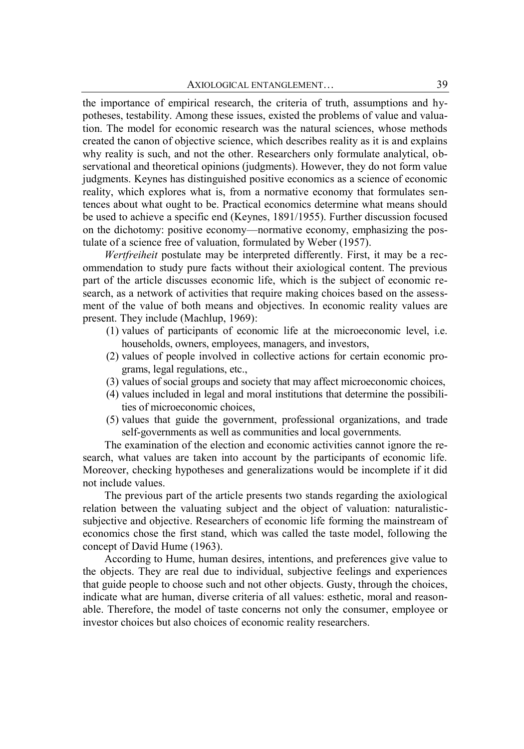the importance of empirical research, the criteria of truth, assumptions and hypotheses, testability. Among these issues, existed the problems of value and valuation. The model for economic research was the natural sciences, whose methods created the canon of objective science, which describes reality as it is and explains why reality is such, and not the other. Researchers only formulate analytical, observational and theoretical opinions (judgments). However, they do not form value judgments. Keynes has distinguished positive economics as a science of economic reality, which explores what is, from a normative economy that formulates sentences about what ought to be. Practical economics determine what means should be used to achieve a specific end (Keynes, 1891/1955). Further discussion focused on the dichotomy: positive economy—normative economy, emphasizing the postulate of a science free of valuation, formulated by Weber (1957).

*Wertfreiheit* postulate may be interpreted differently. First, it may be a recommendation to study pure facts without their axiological content. The previous part of the article discusses economic life, which is the subject of economic research, as a network of activities that require making choices based on the assessment of the value of both means and objectives. In economic reality values are present. They include (Machlup, 1969):

(1) values of participants of economic life at the microeconomic level, i.e. households, owners, employees, managers, and investors,
(2) values of people involved in collective actions for certain economic programs, legal regulations, etc.,
(3) values of social groups and society that may affect microeconomic choices,
(4) values included in legal and moral institutions that determine the possibilities of microeconomic choices,
(5) values that guide the government, professional organizations, and trade self-governments as well as communities and local governments.

The examination of the election and economic activities cannot ignore the research, what values are taken into account by the participants of economic life. Moreover, checking hypotheses and generalizations would be incomplete if it did not include values.

The previous part of the article presents two stands regarding the axiological relation between the valuating subject and the object of valuation: naturalistic-subjective and objective. Researchers of economic life forming the mainstream of economics chose the first stand, which was called the taste model, following the concept of David Hume (1963).

According to Hume, human desires, intentions, and preferences give value to the objects. They are real due to individual, subjective feelings and experiences that guide people to choose such and not other objects. Gusty, through the choices, indicate what are human, diverse criteria of all values: esthetic, moral and reasonable. Therefore, the model of taste concerns not only the consumer, employee or investor choices but also choices of economic reality researchers.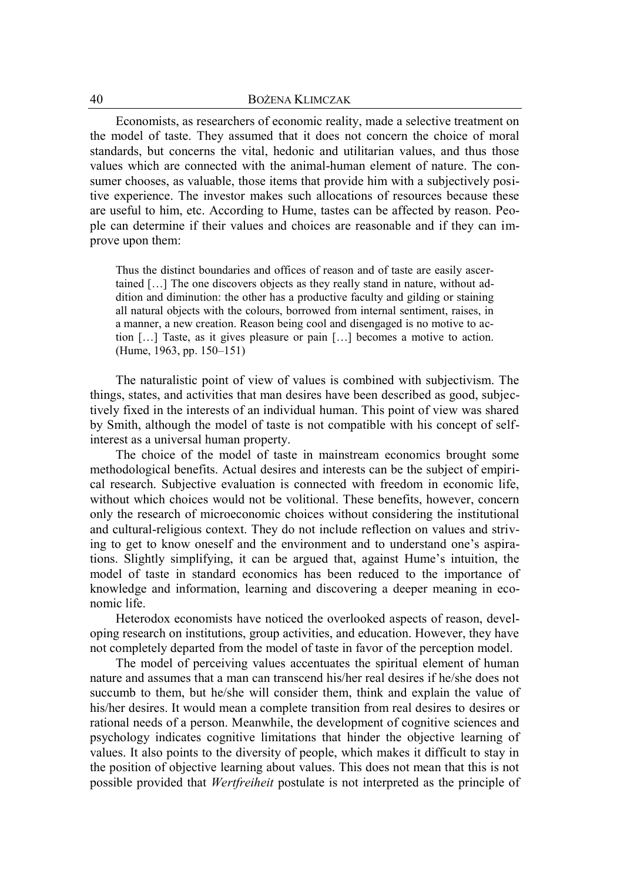Economists, as researchers of economic reality, made a selective treatment on the model of taste. They assumed that it does not concern the choice of moral standards, but concerns the vital, hedonic and utilitarian values, and thus those values which are connected with the animal-human element of nature. The consumer chooses, as valuable, those items that provide him with a subjectively positive experience. The investor makes such allocations of resources because these are useful to him, etc. According to Hume, tastes can be affected by reason. People can determine if their values and choices are reasonable and if they can improve upon them:

> Thus the distinct boundaries and offices of reason and of taste are easily ascertained […] The one discovers objects as they really stand in nature, without addition and diminution: the other has a productive faculty and gilding or staining all natural objects with the colours, borrowed from internal sentiment, raises, in a manner, a new creation. Reason being cool and disengaged is no motive to action […] Taste, as it gives pleasure or pain […] becomes a motive to action. (Hume, 1963, pp. 150–151)

The naturalistic point of view of values is combined with subjectivism. The things, states, and activities that man desires have been described as good, subjectively fixed in the interests of an individual human. This point of view was shared by Smith, although the model of taste is not compatible with his concept of self-interest as a universal human property.

The choice of the model of taste in mainstream economics brought some methodological benefits. Actual desires and interests can be the subject of empirical research. Subjective evaluation is connected with freedom in economic life, without which choices would not be volitional. These benefits, however, concern only the research of microeconomic choices without considering the institutional and cultural-religious context. They do not include reflection on values and striving to get to know oneself and the environment and to understand one's aspirations. Slightly simplifying, it can be argued that, against Hume's intuition, the model of taste in standard economics has been reduced to the importance of knowledge and information, learning and discovering a deeper meaning in economic life.

Heterodox economists have noticed the overlooked aspects of reason, developing research on institutions, group activities, and education. However, they have not completely departed from the model of taste in favor of the perception model.

The model of perceiving values accentuates the spiritual element of human nature and assumes that a man can transcend his/her real desires if he/she does not succumb to them, but he/she will consider them, think and explain the value of his/her desires. It would mean a complete transition from real desires to desires or rational needs of a person. Meanwhile, the development of cognitive sciences and psychology indicates cognitive limitations that hinder the objective learning of values. It also points to the diversity of people, which makes it difficult to stay in the position of objective learning about values. This does not mean that this is not possible provided that *Wertfreiheit* postulate is not interpreted as the principle of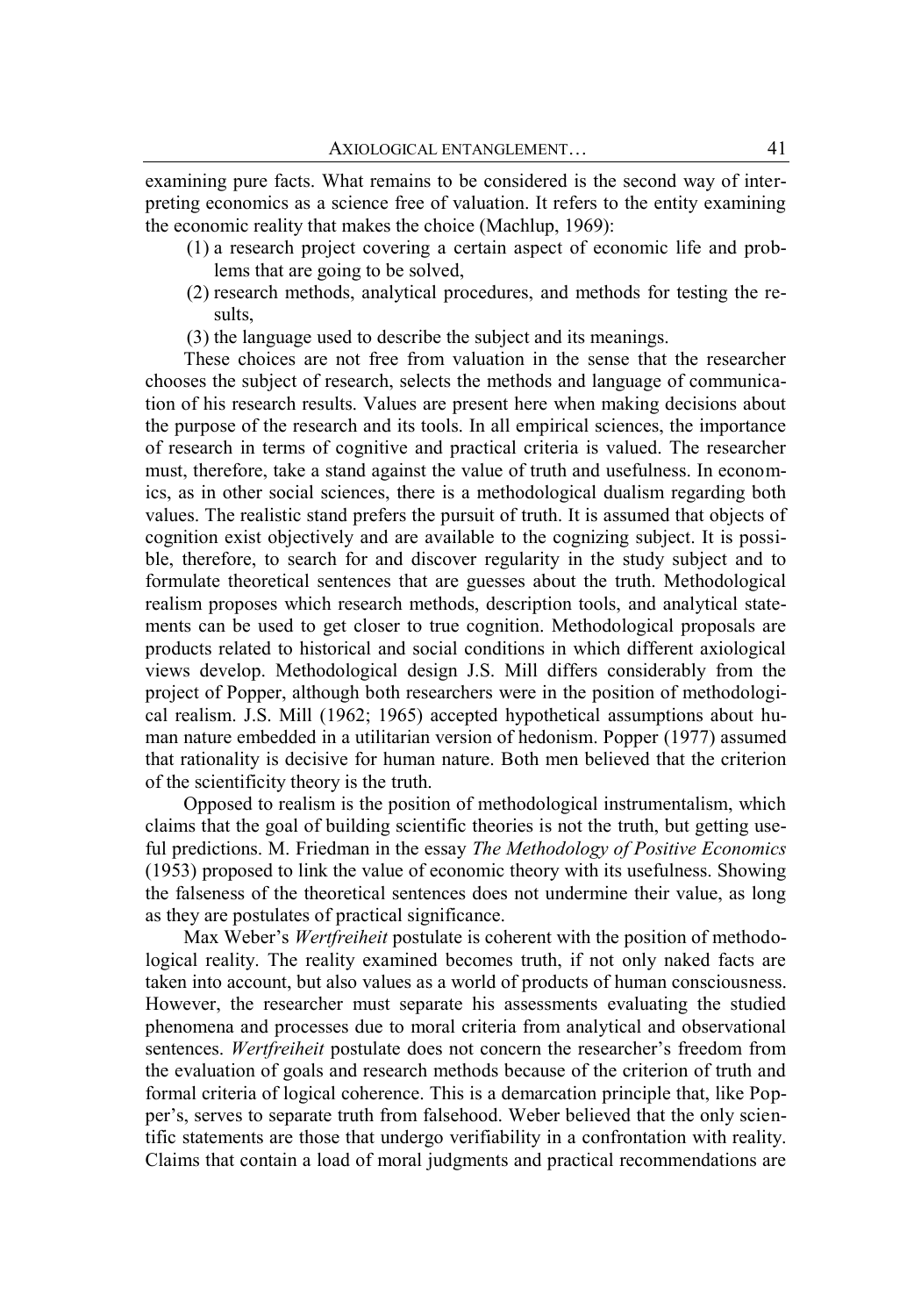examining pure facts. What remains to be considered is the second way of interpreting economics as a science free of valuation. It refers to the entity examining the economic reality that makes the choice (Machlup, 1969):

(1) a research project covering a certain aspect of economic life and problems that are going to be solved,
(2) research methods, analytical procedures, and methods for testing the results,
(3) the language used to describe the subject and its meanings.

These choices are not free from valuation in the sense that the researcher chooses the subject of research, selects the methods and language of communication of his research results. Values are present here when making decisions about the purpose of the research and its tools. In all empirical sciences, the importance of research in terms of cognitive and practical criteria is valued. The researcher must, therefore, take a stand against the value of truth and usefulness. In economics, as in other social sciences, there is a methodological dualism regarding both values. The realistic stand prefers the pursuit of truth. It is assumed that objects of cognition exist objectively and are available to the cognizing subject. It is possible, therefore, to search for and discover regularity in the study subject and to formulate theoretical sentences that are guesses about the truth. Methodological realism proposes which research methods, description tools, and analytical statements can be used to get closer to true cognition. Methodological proposals are products related to historical and social conditions in which different axiological views develop. Methodological design J.S. Mill differs considerably from the project of Popper, although both researchers were in the position of methodological realism. J.S. Mill (1962; 1965) accepted hypothetical assumptions about human nature embedded in a utilitarian version of hedonism. Popper (1977) assumed that rationality is decisive for human nature. Both men believed that the criterion of the scientificity theory is the truth.

Opposed to realism is the position of methodological instrumentalism, which claims that the goal of building scientific theories is not the truth, but getting useful predictions. M. Friedman in the essay *The Methodology of Positive Economics* (1953) proposed to link the value of economic theory with its usefulness. Showing the falseness of the theoretical sentences does not undermine their value, as long as they are postulates of practical significance.

Max Weber's *Wertfreiheit* postulate is coherent with the position of methodological reality. The reality examined becomes truth, if not only naked facts are taken into account, but also values as a world of products of human consciousness. However, the researcher must separate his assessments evaluating the studied phenomena and processes due to moral criteria from analytical and observational sentences. *Wertfreiheit* postulate does not concern the researcher's freedom from the evaluation of goals and research methods because of the criterion of truth and formal criteria of logical coherence. This is a demarcation principle that, like Popper's, serves to separate truth from falsehood. Weber believed that the only scientific statements are those that undergo verifiability in a confrontation with reality. Claims that contain a load of moral judgments and practical recommendations are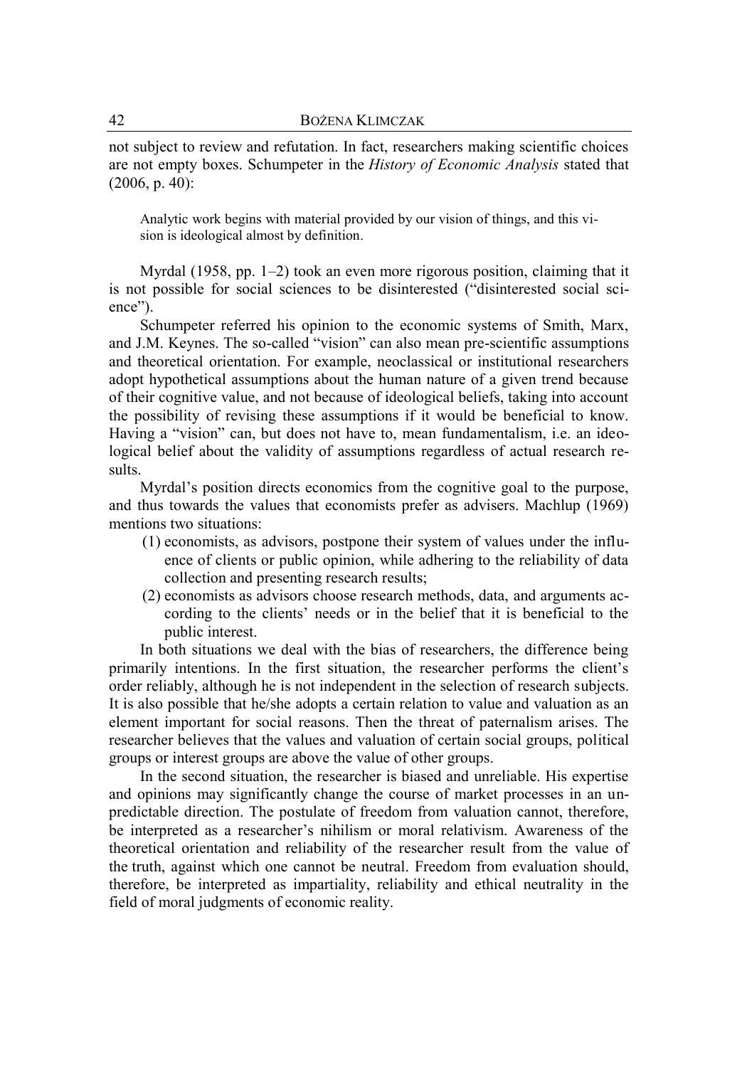not subject to review and refutation. In fact, researchers making scientific choices are not empty boxes. Schumpeter in the *History of Economic Analysis* stated that (2006, p. 40):

> Analytic work begins with material provided by our vision of things, and this vision is ideological almost by definition.

Myrdal (1958, pp. 1–2) took an even more rigorous position, claiming that it is not possible for social sciences to be disinterested ("disinterested social science").

Schumpeter referred his opinion to the economic systems of Smith, Marx, and J.M. Keynes. The so-called "vision" can also mean pre-scientific assumptions and theoretical orientation. For example, neoclassical or institutional researchers adopt hypothetical assumptions about the human nature of a given trend because of their cognitive value, and not because of ideological beliefs, taking into account the possibility of revising these assumptions if it would be beneficial to know. Having a "vision" can, but does not have to, mean fundamentalism, i.e. an ideological belief about the validity of assumptions regardless of actual research results.

Myrdal's position directs economics from the cognitive goal to the purpose, and thus towards the values that economists prefer as advisers. Machlup (1969) mentions two situations:

(1) economists, as advisors, postpone their system of values under the influence of clients or public opinion, while adhering to the reliability of data collection and presenting research results;
(2) economists as advisors choose research methods, data, and arguments according to the clients' needs or in the belief that it is beneficial to the public interest.

In both situations we deal with the bias of researchers, the difference being primarily intentions. In the first situation, the researcher performs the client's order reliably, although he is not independent in the selection of research subjects. It is also possible that he/she adopts a certain relation to value and valuation as an element important for social reasons. Then the threat of paternalism arises. The researcher believes that the values and valuation of certain social groups, political groups or interest groups are above the value of other groups.

In the second situation, the researcher is biased and unreliable. His expertise and opinions may significantly change the course of market processes in an unpredictable direction. The postulate of freedom from valuation cannot, therefore, be interpreted as a researcher's nihilism or moral relativism. Awareness of the theoretical orientation and reliability of the researcher result from the value of the truth, against which one cannot be neutral. Freedom from evaluation should, therefore, be interpreted as impartiality, reliability and ethical neutrality in the field of moral judgments of economic reality.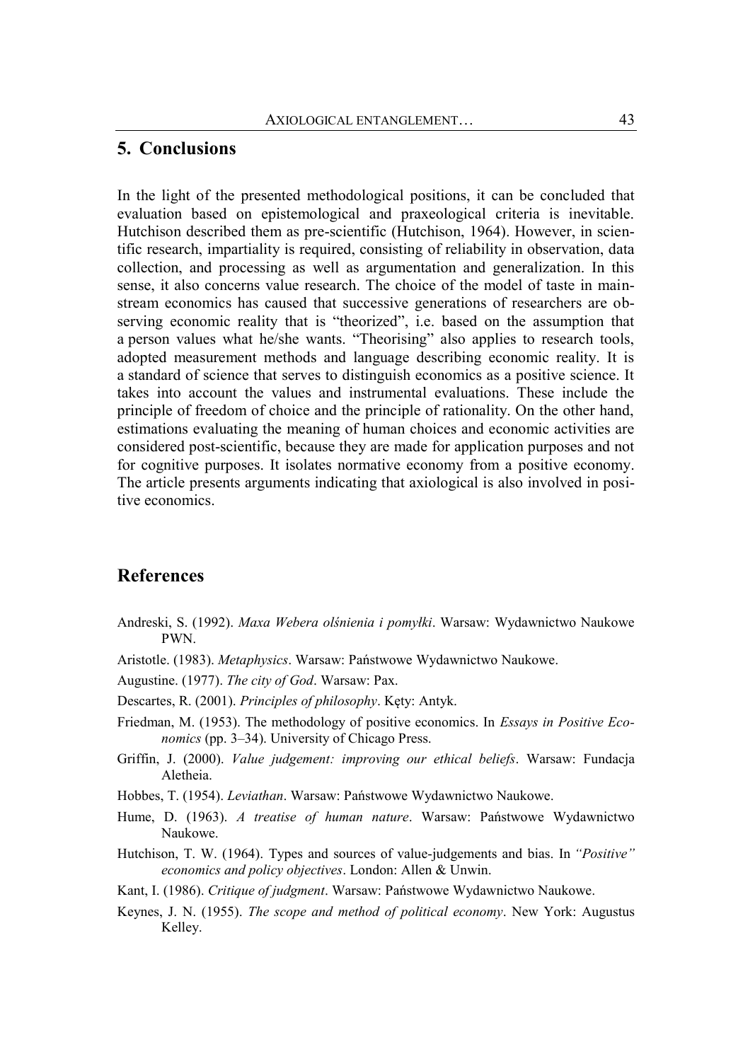## 5. Conclusions

In the light of the presented methodological positions, it can be concluded that evaluation based on epistemological and praxeological criteria is inevitable. Hutchison described them as pre-scientific (Hutchison, 1964). However, in scientific research, impartiality is required, consisting of reliability in observation, data collection, and processing as well as argumentation and generalization. In this sense, it also concerns value research. The choice of the model of taste in mainstream economics has caused that successive generations of researchers are observing economic reality that is "theorized", i.e. based on the assumption that a person values what he/she wants. "Theorising" also applies to research tools, adopted measurement methods and language describing economic reality. It is a standard of science that serves to distinguish economics as a positive science. It takes into account the values and instrumental evaluations. These include the principle of freedom of choice and the principle of rationality. On the other hand, estimations evaluating the meaning of human choices and economic activities are considered post-scientific, because they are made for application purposes and not for cognitive purposes. It isolates normative economy from a positive economy. The article presents arguments indicating that axiological is also involved in positive economics.

## References

Andreski, S. (1992). *Maxa Webera olśnienia i pomyłki*. Warsaw: Wydawnictwo Naukowe PWN.

Aristotle. (1983). *Metaphysics*. Warsaw: Państwowe Wydawnictwo Naukowe.

Augustine. (1977). *The city of God*. Warsaw: Pax.

Descartes, R. (2001). *Principles of philosophy*. Kęty: Antyk.

Friedman, M. (1953). The methodology of positive economics. In *Essays in Positive Economics* (pp. 3–34). University of Chicago Press.

Griffin, J. (2000). *Value judgement: improving our ethical beliefs*. Warsaw: Fundacja Aletheia.

Hobbes, T. (1954). *Leviathan*. Warsaw: Państwowe Wydawnictwo Naukowe.

Hume, D. (1963). *A treatise of human nature*. Warsaw: Państwowe Wydawnictwo Naukowe.

Hutchison, T. W. (1964). Types and sources of value-judgements and bias. In *"Positive" economics and policy objectives*. London: Allen & Unwin.

Kant, I. (1986). *Critique of judgment*. Warsaw: Państwowe Wydawnictwo Naukowe.

Keynes, J. N. (1955). *The scope and method of political economy*. New York: Augustus Kelley.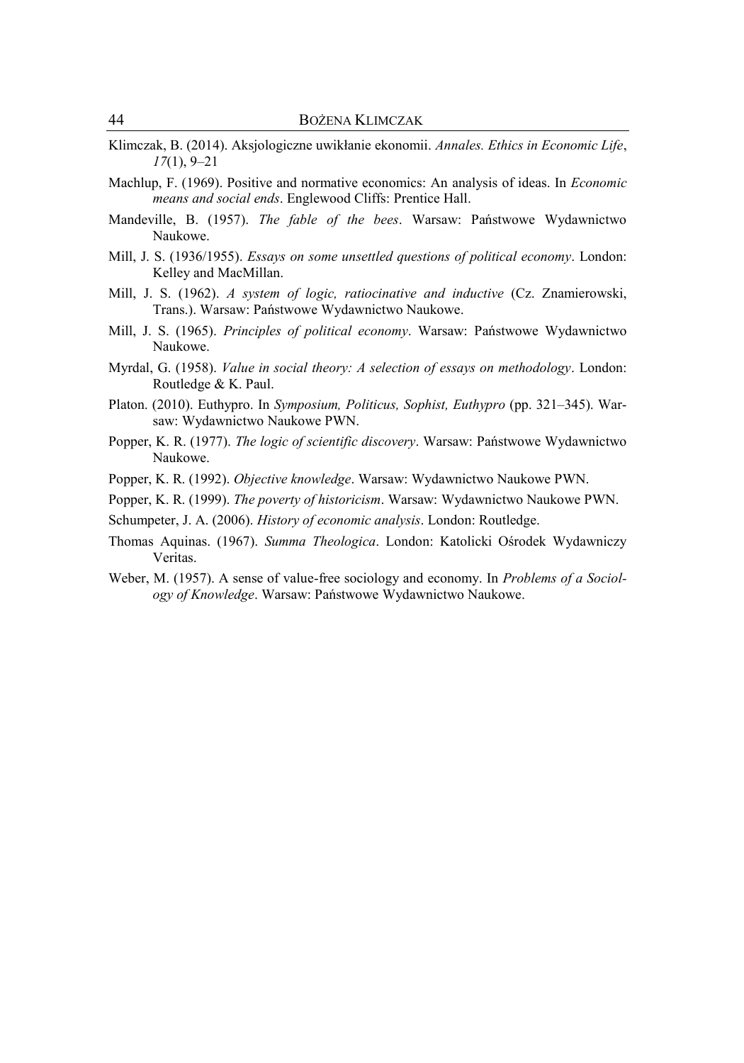Klimczak, B. (2014). Aksjologiczne uwikłanie ekonomii. *Annales. Ethics in Economic Life*, *17*(1), 9–21

Machlup, F. (1969). Positive and normative economics: An analysis of ideas. In *Economic means and social ends*. Englewood Cliffs: Prentice Hall.

Mandeville, B. (1957). *The fable of the bees*. Warsaw: Państwowe Wydawnictwo Naukowe.

Mill, J. S. (1936/1955). *Essays on some unsettled questions of political economy*. London: Kelley and MacMillan.

Mill, J. S. (1962). *A system of logic, ratiocinative and inductive* (Cz. Znamierowski, Trans.). Warsaw: Państwowe Wydawnictwo Naukowe.

Mill, J. S. (1965). *Principles of political economy*. Warsaw: Państwowe Wydawnictwo Naukowe.

Myrdal, G. (1958). *Value in social theory: A selection of essays on methodology*. London: Routledge & K. Paul.

Platon. (2010). Euthypro. In *Symposium, Politicus, Sophist, Euthypro* (pp. 321–345). Warsaw: Wydawnictwo Naukowe PWN.

Popper, K. R. (1977). *The logic of scientific discovery*. Warsaw: Państwowe Wydawnictwo Naukowe.

Popper, K. R. (1992). *Objective knowledge*. Warsaw: Wydawnictwo Naukowe PWN.

Popper, K. R. (1999). *The poverty of historicism*. Warsaw: Wydawnictwo Naukowe PWN.

Schumpeter, J. A. (2006). *History of economic analysis*. London: Routledge.

Thomas Aquinas. (1967). *Summa Theologica*. London: Katolicki Ośrodek Wydawniczy Veritas.

Weber, M. (1957). A sense of value-free sociology and economy. In *Problems of a Sociology of Knowledge*. Warsaw: Państwowe Wydawnictwo Naukowe.